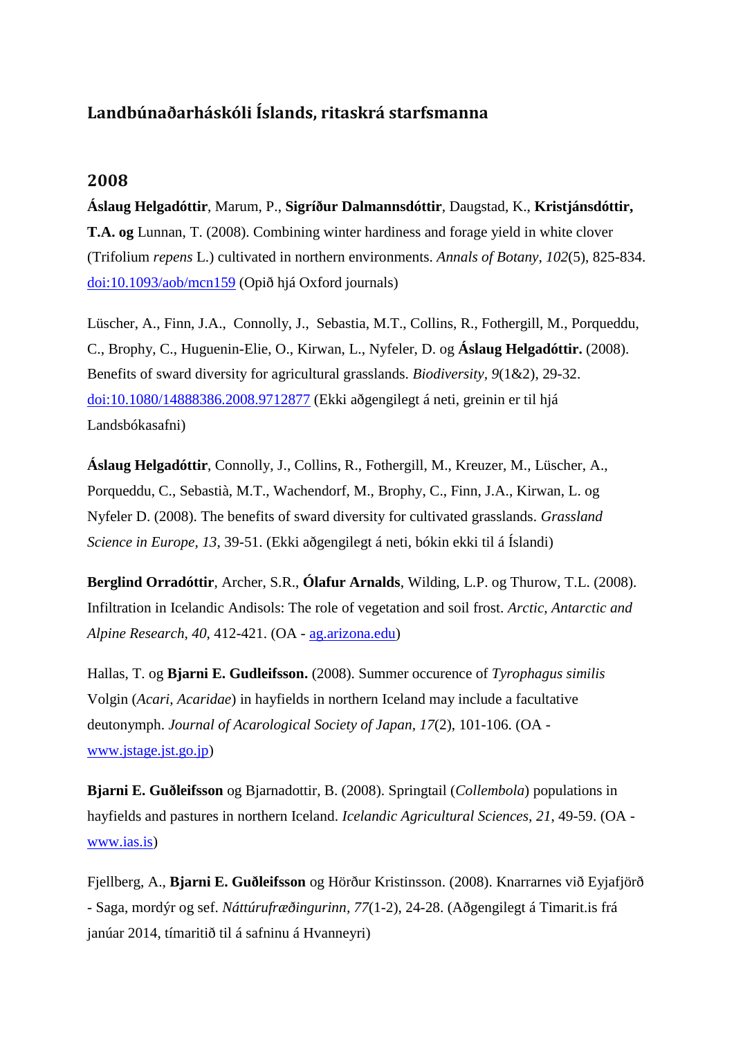## Landbúnaðarháskóli Íslands, ritaskrá starfsmanna

### 2008

**Áslaug Helgadóttir**, Marum, P., **Sigríður Dalmannsdóttir**, Daugstad, K., **Kristjánsdóttir, T.A. og** Lunnan, T. (2008). Combining winter hardiness and forage yield in white clover (Trifolium *repens* L.) cultivated in northern environments. *Annals of Botany*, *102*(5), 825-834. [doi:10.1093/aob/mcn159](doi:10.1093/aob/mcn159) (Opið hjá Oxford journals)

Lüscher, A., Finn, J.A., Connolly, J., Sebastia, M.T., Collins, R., Fothergill, M., Porqueddu, C., Brophy, C., Huguenin-Elie, O., Kirwan, L., Nyfeler, D. og **Áslaug Helgadóttir.** (2008). Benefits of sward diversity for agricultural grasslands. *Biodiversity*, *9*(1&2), 29-32. [doi:10.1080/14888386.2008.9712877](doi:10.1080/14888386.2008.9712877) (Ekki aðgengilegt á neti, greinin er til hjá Landsbókasafni)

**Áslaug Helgadóttir**, Connolly, J., Collins, R., Fothergill, M., Kreuzer, M., Lüscher, A., Porqueddu, C., Sebastià, M.T., Wachendorf, M., Brophy, C., Finn, J.A., Kirwan, L. og Nyfeler D. (2008). The benefits of sward diversity for cultivated grasslands. *Grassland Science in Europe*, *13*, 39-51. (Ekki aðgengilegt á neti, bókin ekki til á Íslandi)

**Berglind Orradóttir**, Archer, S.R., **Ólafur Arnalds**, Wilding, L.P. og Thurow, T.L. (2008). Infiltration in Icelandic Andisols: The role of vegetation and soil frost. *Arctic, Antarctic and Alpine Research*, *40*, 412-421. (OA - [ag.arizona.edu](ag.arizona.edu))

Hallas, T. og **Bjarni E. Gudleifsson.** (2008). Summer occurence of *Tyrophagus similis* Volgin (*Acari, Acaridae*) in hayfields in northern Iceland may include a facultative deutonymph. *Journal of Acarological Society of Japan*, *17*(2), 101-106. (OA - [www.jstage.jst.go.jp](www.jstage.jst.go.jp))

**Bjarni E. Guðleifsson** og Bjarnadottir, B. (2008). Springtail (*Collembola*) populations in hayfields and pastures in northern Iceland. *Icelandic Agricultural Sciences*, *21*, 49-59. (OA - [www.ias.is](www.ias.is))

Fjellberg, A., **Bjarni E. Guðleifsson** og Hörður Kristinsson. (2008). Knarrarnes við Eyjafjörð - Saga, mordýr og sef. *Náttúrufræðingurinn*, *77*(1-2), 24-28. (Aðgengilegt á Timarit.is frá janúar 2014, tímaritið til á safninu á Hvanneyri)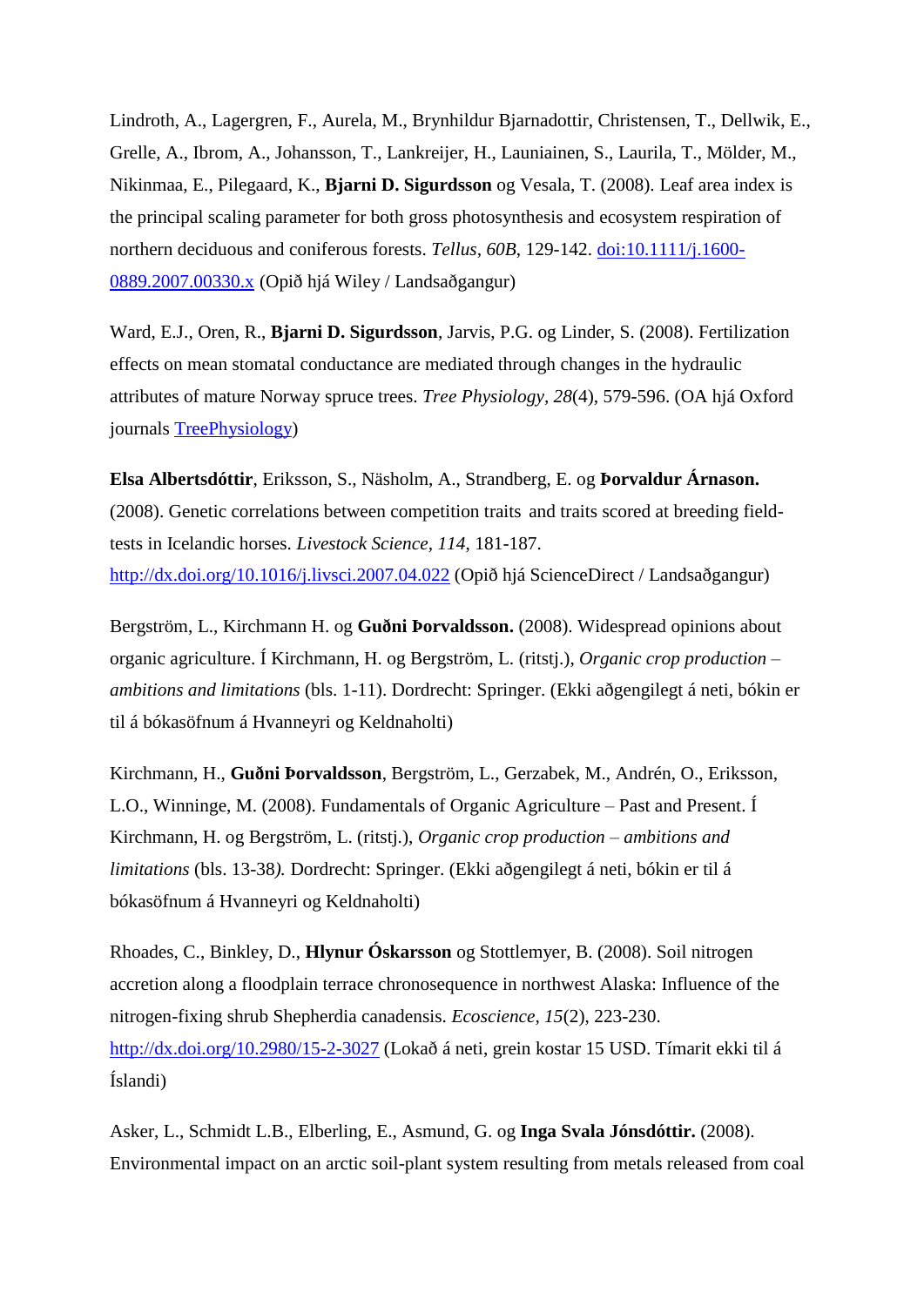Lindroth, A., Lagergren, F., Aurela, M., Brynhildur Bjarnadottir, Christensen, T., Dellwik, E., Grelle, A., Ibrom, A., Johansson, T., Lankreijer, H., Launiainen, S., Laurila, T., Mölder, M., Nikinmaa, E., Pilegaard, K., **Bjarni D. Sigurdsson** og Vesala, T. (2008). Leaf area index is the principal scaling parameter for both gross photosynthesis and ecosystem respiration of northern deciduous and coniferous forests. *Tellus*, *60B*, 129-142. [doi:10.1111/j.1600-0889.2007.00330.x](doi:10.1111/j.1600-0889.2007.00330.x) (Opið hjá Wiley / Landsaðgangur)

Ward, E.J., Oren, R., **Bjarni D. Sigurdsson**, Jarvis, P.G. og Linder, S. (2008). Fertilization effects on mean stomatal conductance are mediated through changes in the hydraulic attributes of mature Norway spruce trees. *Tree Physiology*, *28*(4), 579-596. (OA hjá Oxford journals TreePhysiology)

**Elsa Albertsdóttir**, Eriksson, S., Näsholm, A., Strandberg, E. og **Þorvaldur Árnason.** (2008). Genetic correlations between competition traits and traits scored at breeding field-tests in Icelandic horses. *Livestock Science, 114*, 181-187. <http://dx.doi.org/10.1016/j.livsci.2007.04.022> (Opið hjá ScienceDirect / Landsaðgangur)

Bergström, L., Kirchmann H. og **Guðni Þorvaldsson.** (2008). Widespread opinions about organic agriculture. Í Kirchmann, H. og Bergström, L. (ritstj.), *Organic crop production – ambitions and limitations* (bls. 1-11). Dordrecht: Springer. (Ekki aðgengilegt á neti, bókin er til á bókasöfnum á Hvanneyri og Keldnaholti)

Kirchmann, H., **Guðni Þorvaldsson**, Bergström, L., Gerzabek, M., Andrén, O., Eriksson, L.O., Winninge, M. (2008). Fundamentals of Organic Agriculture – Past and Present. Í Kirchmann, H. og Bergström, L. (ritstj.), *Organic crop production – ambitions and limitations* (bls. 13-38*).* Dordrecht: Springer. (Ekki aðgengilegt á neti, bókin er til á bókasöfnum á Hvanneyri og Keldnaholti)

Rhoades, C., Binkley, D., **Hlynur Óskarsson** og Stottlemyer, B. (2008). Soil nitrogen accretion along a floodplain terrace chronosequence in northwest Alaska: Influence of the nitrogen-fixing shrub Shepherdia canadensis. *Ecoscience, 15*(2), 223-230. <http://dx.doi.org/10.2980/15-2-3027> (Lokað á neti, grein kostar 15 USD. Tímarit ekki til á Íslandi)

Asker, L., Schmidt L.B., Elberling, E., Asmund, G. og **Inga Svala Jónsdóttir.** (2008). Environmental impact on an arctic soil-plant system resulting from metals released from coal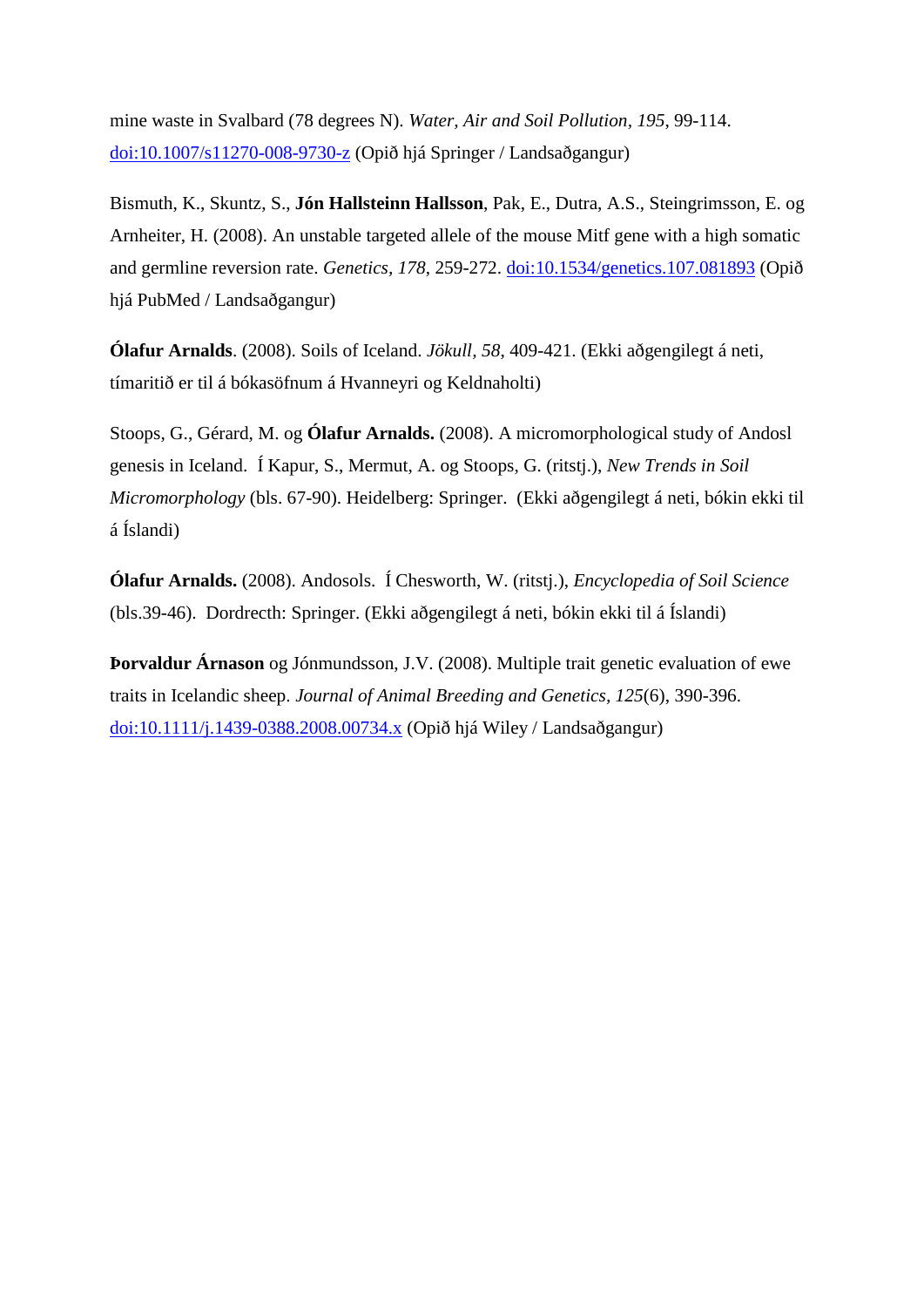mine waste in Svalbard (78 degrees N). *Water, Air and Soil Pollution, 195*, 99-114. doi:10.1007/s11270-008-9730-z (Opið hjá Springer / Landsaðgangur)

Bismuth, K., Skuntz, S., **Jón Hallsteinn Hallsson**, Pak, E., Dutra, A.S., Steingrimsson, E. og Arnheiter, H. (2008). An unstable targeted allele of the mouse Mitf gene with a high somatic and germline reversion rate. *Genetics, 178*, 259-272. doi:10.1534/genetics.107.081893 (Opið hjá PubMed / Landsaðgangur)

**Ólafur Arnalds**. (2008). Soils of Iceland. *Jökull, 58*, 409-421. (Ekki aðgengilegt á neti, tímaritið er til á bókasöfnum á Hvanneyri og Keldnaholti)

Stoops, G., Gérard, M. og **Ólafur Arnalds.** (2008). A micromorphological study of Andosl genesis in Iceland.  Í Kapur, S., Mermut, A. og Stoops, G. (ritstj.), *New Trends in Soil Micromorphology* (bls. 67-90). Heidelberg: Springer.  (Ekki aðgengilegt á neti, bókin ekki til á Íslandi)

**Ólafur Arnalds.** (2008). Andosols.  Í Chesworth, W. (ritstj.), *Encyclopedia of Soil Science* (bls.39-46).  Dordrecth: Springer. (Ekki aðgengilegt á neti, bókin ekki til á Íslandi)

**Þorvaldur Árnason** og Jónmundsson, J.V. (2008). Multiple trait genetic evaluation of ewe traits in Icelandic sheep. *Journal of Animal Breeding and Genetics, 125*(6), 390-396. doi:10.1111/j.1439-0388.2008.00734.x (Opið hjá Wiley / Landsaðgangur)